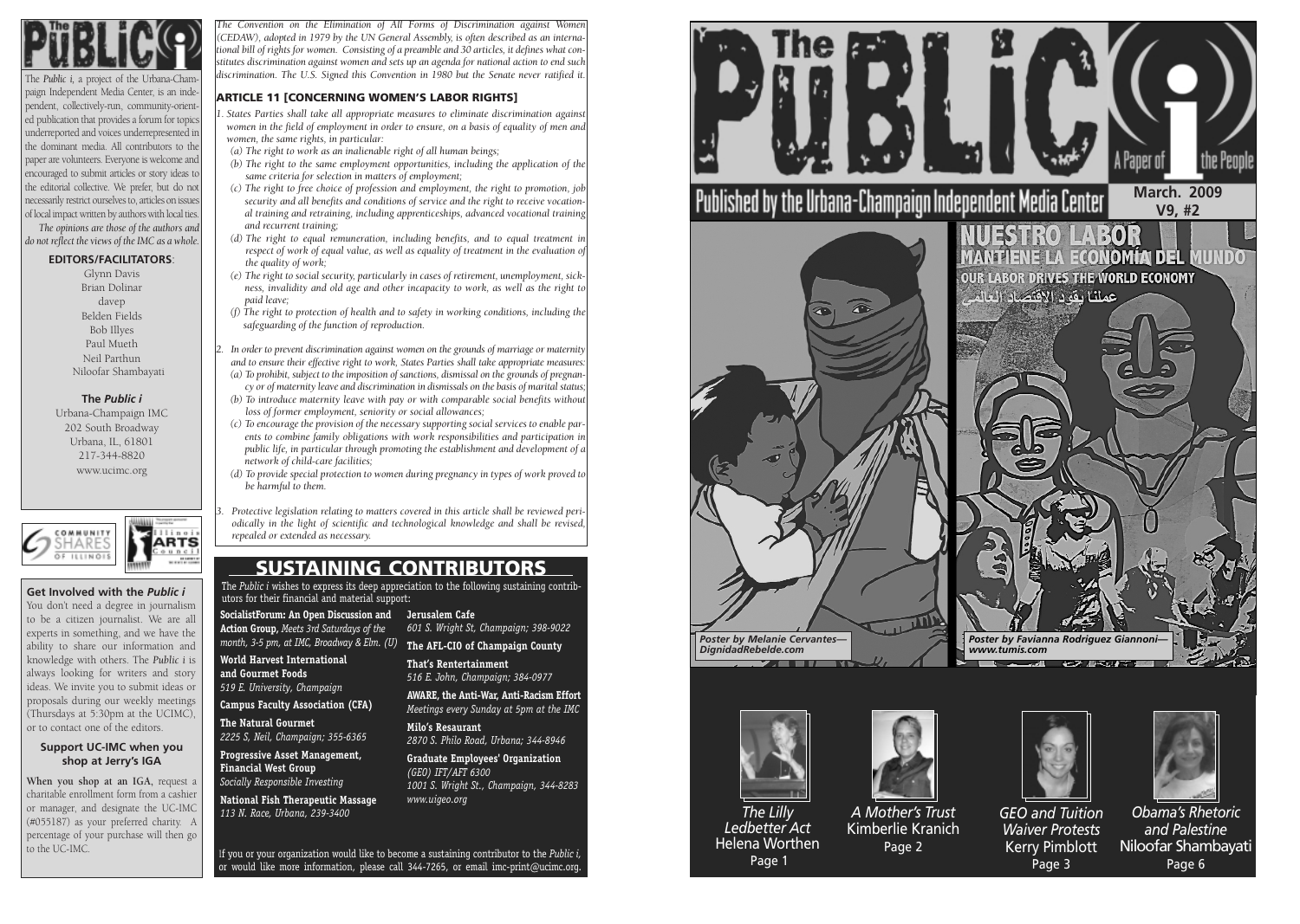The *Public i*, a project of the Urbana-Champaign Independent Media Center, is an independent, collectively-run, community-oriented publication that provides a forum for topics underreported and voices underrepresented in the dominant media. All contributors to the paper are volunteers. Everyone is welcome and encouraged to submit articles or story ideas to the editorial collective. We prefer, but do not necessarily restrict ourselves to, articles on issues of local impact written by authors with local ties.

*The opinions are those of the authors and do not reflect the views of the IMC as a whole.*

**EDITORS/FACILITATORS**:

Glynn Davis
Brian Dolinar
davep
Belden Fields
Bob Illyes
Paul Mueth
Neil Parthun
Niloofar Shambayati

**The *Public i***
Urbana-Champaign IMC
202 South Broadway
Urbana, IL, 61801
217-344-8820
www.ucimc.org

### Get Involved with the *Public i*

You don't need a degree in journalism to be a citizen journalist. We are all experts in something, and we have the ability to share our information and knowledge with others. The *Public i* is always looking for writers and story ideas. We invite you to submit ideas or proposals during our weekly meetings (Thursdays at 5:30pm at the UCIMC), or to contact one of the editors.

### Support UC-IMC when you shop at Jerry's IGA

**When you shop at an IGA**, request a charitable enrollment form from a cashier or manager, and designate the UC-IMC (#055187) as your preferred charity. A percentage of your purchase will then go to the UC-IMC.

*The Convention on the Elimination of All Forms of Discrimination against Women (CEDAW), adopted in 1979 by the UN General Assembly, is often described as an international bill of rights for women. Consisting of a preamble and 30 articles, it defines what constitutes discrimination against women and sets up an agenda for national action to end such discrimination. The U.S. Signed this Convention in 1980 but the Senate never ratified it.*

### ARTICLE 11 [CONCERNING WOMEN'S LABOR RIGHTS]

*1. States Parties shall take all appropriate measures to eliminate discrimination against women in the field of employment in order to ensure, on a basis of equality of men and women, the same rights, in particular:*

*(a) The right to work as an inalienable right of all human beings;*

*(b) The right to the same employment opportunities, including the application of the same criteria for selection in matters of employment;*

*(c) The right to free choice of profession and employment, the right to promotion, job security and all benefits and conditions of service and the right to receive vocational training and retraining, including apprenticeships, advanced vocational training and recurrent training;*

*(d) The right to equal remuneration, including benefits, and to equal treatment in respect of work of equal value, as well as equality of treatment in the evaluation of the quality of work;*

*(e) The right to social security, particularly in cases of retirement, unemployment, sickness, invalidity and old age and other incapacity to work, as well as the right to paid leave;*

*(f) The right to protection of health and to safety in working conditions, including the safeguarding of the function of reproduction.*

*2. In order to prevent discrimination against women on the grounds of marriage or maternity and to ensure their effective right to work, States Parties shall take appropriate measures:*

*(a) To prohibit, subject to the imposition of sanctions, dismissal on the grounds of pregnancy or of maternity leave and discrimination in dismissals on the basis of marital status;*

*(b) To introduce maternity leave with pay or with comparable social benefits without loss of former employment, seniority or social allowances;*

*(c) To encourage the provision of the necessary supporting social services to enable parents to combine family obligations with work responsibilities and participation in public life, in particular through promoting the establishment and development of a network of child-care facilities;*

*(d) To provide special protection to women during pregnancy in types of work proved to be harmful to them.*

*3. Protective legislation relating to matters covered in this article shall be reviewed periodically in the light of scientific and technological knowledge and shall be revised, repealed or extended as necessary.*

## SUSTAINING CONTRIBUTORS

The *Public i* wishes to express its deep appreciation to the following sustaining contributors for their financial and material support:

**SocialistForum: An Open Discussion and Action Group,** *Meets 3rd Saturdays of the month, 3-5 pm, at IMC, Broadway & Elm. (U)*

**World Harvest International and Gourmet Foods**
*519 E. University, Champaign*

**Campus Faculty Association (CFA)**

**The Natural Gourmet**
*2225 S, Neil, Champaign; 355-6365*

**Progressive Asset Management, Financial West Group**
*Socially Responsible Investing*

**National Fish Therapeutic Massage**
*113 N. Race, Urbana, 239-3400*

**Jerusalem Cafe**
*601 S. Wright St, Champaign; 398-9022*

**The AFL-CIO of Champaign County**

**That's Rentertainment**
*516 E. John, Champaign; 384-0977*

**AWARE, the Anti-War, Anti-Racism Effort**
*Meetings every Sunday at 5pm at the IMC*

**Milo's Resaurant**
*2870 S. Philo Road, Urbana; 344-8946*

**Graduate Employees' Organization**
*(GEO) IFT/AFT 6300*
*1001 S. Wright St., Champaign, 344-8283*
*www.uigeo.org*

If you or your organization would like to become a sustaining contributor to the *Public i*, or would like more information, please call 344-7265, or email imc-print@ucimc.org.

# The Public i — A Paper of the People

Published by the Urbana-Champaign Independent Media Center

March. 2009
V9, #2

## NUESTRO LABOR MANTIENE LA ECONOMÍA DEL MUNDO
## OUR LABOR DRIVES THE WORLD ECONOMY
## عملنا يقود الاقتصاد العالمي

*Poster by Melanie Cervantes— DignidadRebelde.com*

*Poster by Favianna Rodriguez Giannoni— www.tumis.com*

*The Lilly Ledbetter Act* — Helena Worthen, Page 1

*A Mother's Trust* — Kimberlie Kranich, Page 2

*GEO and Tuition Waiver Protests* — Kerry Pimblott, Page 3

*Obama's Rhetoric and Palestine* — Niloofar Shambayati, Page 6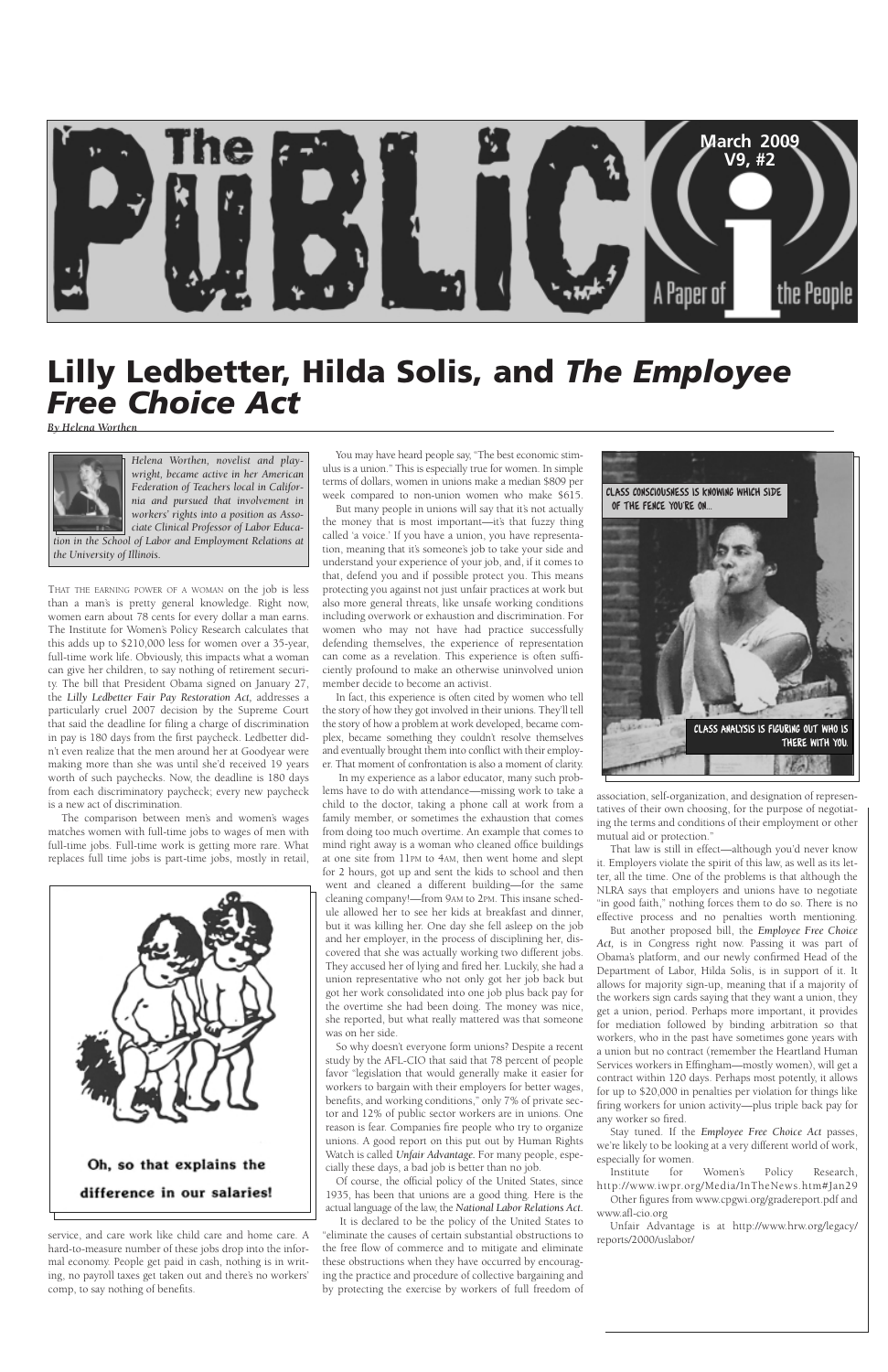# Lilly Ledbetter, Hilda Solis, and *The Employee Free Choice Act*

***By Helena Worthen***

*Helena Worthen, novelist and playwright, became active in her American Federation of Teachers local in California and pursued that involvement in workers' rights into a position as Associate Clinical Professor of Labor Education in the School of Labor and Employment Relations at the University of Illinois.*

THAT THE EARNING POWER OF A WOMAN on the job is less than a man's is pretty general knowledge. Right now, women earn about 78 cents for every dollar a man earns. The Institute for Women's Policy Research calculates that this adds up to $210,000 less for women over a 35-year, full-time work life. Obviously, this impacts what a woman can give her children, to say nothing of retirement security. The bill that President Obama signed on January 27, the ***Lilly Ledbetter Fair Pay Restoration Act,*** addresses a particularly cruel 2007 decision by the Supreme Court that said the deadline for filing a charge of discrimination in pay is 180 days from the first paycheck. Ledbetter didn't even realize that the men around her at Goodyear were making more than she was until she'd received 19 years worth of such paychecks. Now, the deadline is 180 days from each discriminatory paycheck; every new paycheck is a new act of discrimination.

The comparison between men's and women's wages matches women with full-time jobs to wages of men with full-time jobs. Full-time work is getting more rare. What replaces full time jobs is part-time jobs, mostly in retail, service, and care work like child care and home care. A hard-to-measure number of these jobs drop into the informal economy. People get paid in cash, nothing is in writing, no payroll taxes get taken out and there's no workers' comp, to say nothing of benefits.

Oh, so that explains the difference in our salaries!

You may have heard people say, "The best economic stimulus is a union." This is especially true for women. In simple terms of dollars, women in unions make a median $809 per week compared to non-union women who make $615.

But many people in unions will say that it's not actually the money that is most important—it's that fuzzy thing called 'a voice.' If you have a union, you have representation, meaning that it's someone's job to take your side and understand your experience of your job, and, if it comes to that, defend you and if possible protect you. This means protecting you against not just unfair practices at work but also more general threats, like unsafe working conditions including overwork or exhaustion and discrimination. For women who may not have had practice successfully defending themselves, the experience of representation can come as a revelation. This experience is often sufficiently profound to make an otherwise uninvolved union member decide to become an activist.

In fact, this experience is often cited by women who tell the story of how they got involved in their unions. They'll tell the story of how a problem at work developed, became complex, became something they couldn't resolve themselves and eventually brought them into conflict with their employer. That moment of confrontation is also a moment of clarity.

In my experience as a labor educator, many such problems have to do with attendance—missing work to take a child to the doctor, taking a phone call at work from a family member, or sometimes the exhaustion that comes from doing too much overtime. An example that comes to mind right away is a woman who cleaned office buildings at one site from 11PM to 4AM, then went home and slept for 2 hours, got up and sent the kids to school and then went and cleaned a different building—for the same cleaning company!—from 9AM to 2PM. This insane schedule allowed her to see her kids at breakfast and dinner, but it was killing her. One day she fell asleep on the job and her employer, in the process of disciplining her, discovered that she was actually working two different jobs. They accused her of lying and fired her. Luckily, she had a union representative who not only got her job back but got her work consolidated into one job plus back pay for the overtime she had been doing. The money was nice, she reported, but what really mattered was that someone was on her side.

So why doesn't everyone form unions? Despite a recent study by the AFL-CIO that said that 78 percent of people favor "legislation that would generally make it easier for workers to bargain with their employers for better wages, benefits, and working conditions," only 7% of private sector and 12% of public sector workers are in unions. One reason is fear. Companies fire people who try to organize unions. A good report on this put out by Human Rights Watch is called *Unfair Advantage.* For many people, especially these days, a bad job is better than no job.

Of course, the official policy of the United States, since 1935, has been that unions are a good thing. Here is the actual language of the law, the *National Labor Relations Act.*

It is declared to be the policy of the United States to "eliminate the causes of certain substantial obstructions to the free flow of commerce and to mitigate and eliminate these obstructions when they have occurred by encouraging the practice and procedure of collective bargaining and by protecting the exercise by workers of full freedom of association, self-organization, and designation of representatives of their own choosing, for the purpose of negotiating the terms and conditions of their employment or other mutual aid or protection."

CLASS CONSCIOUSNESS IS KNOWING WHICH SIDE OF THE FENCE YOU'RE ON...

CLASS ANALYSIS IS FIGURING OUT WHO IS THERE WITH YOU.

That law is still in effect—although you'd never know it. Employers violate the spirit of this law, as well as its letter, all the time. One of the problems is that although the NLRA says that employers and unions have to negotiate "in good faith," nothing forces them to do so. There is no effective process and no penalties worth mentioning.

But another proposed bill, the ***Employee Free Choice Act,*** is in Congress right now. Passing it was part of Obama's platform, and our newly confirmed Head of the Department of Labor, Hilda Solis, is in support of it. It allows for majority sign-up, meaning that if a majority of the workers sign cards saying that they want a union, they get a union, period. Perhaps more important, it provides for mediation followed by binding arbitration so that workers, who in the past have sometimes gone years with a union but no contract (remember the Heartland Human Services workers in Effingham—mostly women), will get a contract within 120 days. Perhaps most potently, it allows for up to $20,000 in penalties per violation for things like firing workers for union activity—plus triple back pay for any worker so fired.

Stay tuned. If the ***Employee Free Choice Act*** passes, we're likely to be looking at a very different world of work, especially for women.

Institute for Women's Policy Research, http://www.iwpr.org/Media/InTheNews.htm#Jan29

Other figures from www.cpgwi.org/gradereport.pdf and www.afl-cio.org

Unfair Advantage is at http://www.hrw.org/legacy/reports/2000/uslabor/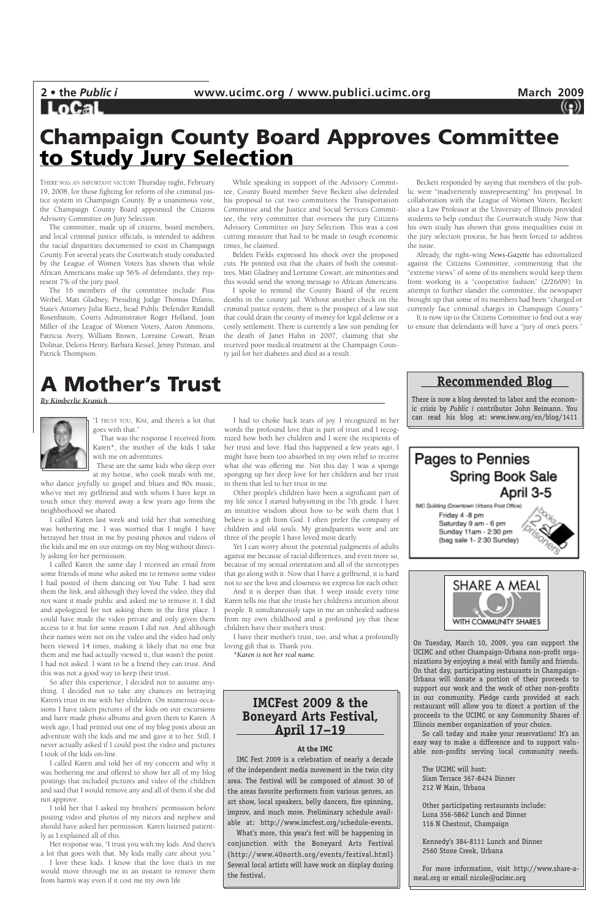# Champaign County Board Approves Committee to Study Jury Selection

THERE WAS AN IMPORTANT VICTORY Thursday night, February 19, 2008, for those fighting for reform of the criminal justice system in Champaign County. By a unanimous vote, the Champaign County Board appointed the Citizens Advisory Committee on Jury Selection.

The committee, made up of citizens, board members, and local criminal justice officials, is intended to address the racial disparities documented to exist in Champaign County. For several years the Courtwatch study conducted by the League of Women Voters has shown that while African Americans make up 56% of defendants, they represent 7% of the jury pool.

The 16 members of the committee include: Pius Weibel, Matt Gladney, Presiding Judge Thomas Difanis, State's Attorney Julia Rietz, head Public Defender Randall Rosenbaum, Courts Administrator Roger Holland, Joan Miller of the League of Women Voters, Aaron Ammons, Patricia Avery, William Brown, Lorraine Cowart, Brian Dolinar, Deloris Henry, Barbara Kessel, Jenny Putman, and Patrick Thompson.

While speaking in support of the Advisory Committee, County Board member Steve Beckett also defended his proposal to cut two committees the Transportation Committee and the Justice and Social Services Committee, the very committee that oversees the jury Citizens Advisory Committee on Jury Selection. This was a cost cutting measure that had to be made in tough economic times, he claimed.

Belden Fields expressed his shock over the proposed cuts. He pointed out that the chairs of both the committees, Matt Gladney and Lorraine Cowart, are minorities and this would send the wrong message to African Americans.

I spoke to remind the County Board of the recent deaths in the county jail. Without another check on the criminal justice system, there is the prospect of a law suit that could drain the county of money for legal defense or a costly settlement. There is currently a law suit pending for the death of Janet Hahn in 2007, claiming that she received poor medical treatment at the Champaign County jail for her diabetes and died as a result.

Beckett responded by saying that members of the public were "inadvertently misrepresenting" his proposal. In collaboration with the League of Women Voters, Beckett also a Law Professor at the University of Illinois provided students to help conduct the Courtwatch study. Now that his own study has shown that gross inequalities exist in the jury selection process, he has been forced to address the issue.

Already, the right-wing *News-Gazette* has editorialized against the Citizens Committee, commenting that the "extreme views" of some of its members would keep them from working in a "cooperative fashion" (2/26/09). In attempt to further slander the committee, the newspaper brought up that some of its members had been "charged or currently face criminal charges in Champaign County."

It is now up to the Citizens Committee to find out a way to ensure that defendants will have a "jury of one's peers."

# A Mother's Trust

*By Kimberlie Kranich*

"I TRUST YOU, KIM, and there's a lot that goes with that."

That was the response I received from Karen*, the mother of the kids I take with me on adventures.

These are the same kids who sleep over at my house, who cook meals with me, who dance joyfully to gospel and blues and 80s music, who've met my girlfriend and with whom I have kept in touch since they moved away a few years ago from the neighborhood we shared.

I called Karen last week and told her that something was bothering me. I was worried that I might I have betrayed her trust in me by posting photos and videos of the kids and me on our outings on my blog without directly asking her for permission.

I called Karen the same day I received an email from some friends of mine who asked me to remove some video I had posted of them dancing on You Tube. I had sent them the link, and although they loved the video, they did not want it made public and asked me to remove it. I did and apologized for not asking them in the first place. I could have made the video private and only given them access to it but for some reason I did not. And although their names were not on the video and the video had only been viewed 14 times, making it likely that no one but them and me had actually viewed it, that wasn't the point. I had not asked. I want to be a friend they can trust. And this was not a good way to keep their trust.

So after this experience, I decided not to assume anything. I decided not to take any chances on betraying Karen's trust in me with her children. On numerous occasions I have taken pictures of the kids on our excursions and have made photo albums and given them to Karen. A week ago, I had printed out one of my blog posts about an adventure with the kids and me and gave it to her. Still, I never actually asked if I could post the video and pictures I took of the kids on-line.

I called Karen and told her of my concern and why it was bothering me and offered to show her all of my blog postings that included pictures and video of the children and said that I would remove any and all of them if she did not approve.

I told her that I asked my brothers' permission before posting video and photos of my nieces and nephew and should have asked her permission. Karen listened patiently as I explained all of this.

Her response was, "I trust you with my kids. And there's a lot that goes with that. My kids really care about you."

I love these kids. I know that the love that's in me would move through me in an instant to remove them from harm's way even if it cost me my own life.

I had to choke back tears of joy. I recognized in her words the profound love that is part of trust and I recognized how both her children and I were the recipients of her trust and love. Had this happened a few years ago, I might have been too absorbed in my own relief to receive what she was offering me. Not this day. I was a sponge sponging up her deep love for her children and her trust in them that led to her trust in me.

Other people's children have been a significant part of my life since I started babysitting in the 7th grade. I have an intuitive wisdom about how to be with them that I believe is a gift from God. I often prefer the company of children and old souls. My grandparents were and are three of the people I have loved most dearly.

Yet I can worry about the potential judgments of adults against me because of racial differences, and even more so, because of my sexual orientation and all of the stereotypes that go along with it. Now that I have a girlfriend, it is hard not to see the love and closeness we express for each other.

And it is deeper than that. I weep inside every time Karen tells me that she trusts her children's intuition about people. It simultaneously taps in me an unhealed sadness from my own childhood and a profound joy that these children have their mother's trust.

I have their mother's trust, too, and what a profoundly loving gift that is. Thank you.

*Karen is not her real name.*

## IMCFest 2009 & the Boneyard Arts Festival, April 17–19

**At the IMC**

IMC Fest 2009 is a celebration of nearly a decade of the independent media movement in the twin city area. The festival will be composed of almost 30 of the areas favorite performers from various genres, an art show, local speakers, belly dancers, fire spinning, improv, and much more. Preliminary schedule available at: http://www.imcfest.org/schedule-events.

What's more, this year's fest will be happening in conjunction with the Boneyard Arts Festival (http://www.40north.org/events/festival.html) Several local artists will have work on display during the festival.

## Recommended Blog

There is now a blog devoted to labor and the economic crisis by *Public i* contributor John Reimann. You can read his blog at: www.iww.org/en/blog/1411

## Pages to Pennies Spring Book Sale April 3-5

IMC Building (Downtown Urbana Post Office)

Friday 4 -8 pm
Saturday 9 am - 6 pm
Sunday 11am - 2:30 pm
(bag sale 1- 2:30 Sunday)

books 2 prisoners

## SHARE A MEAL WITH COMMUNITY SHARES

On Tuesday, March 10, 2009, you can support the UCIMC and other Champaign-Urbana non-profit organizations by enjoying a meal with family and friends. On that day, participating restaurants in Champaign-Urbana will donate a portion of their proceeds to support our work and the work of other non-profits in our community. Pledge cards provided at each restaurant will allow you to direct a portion of the proceeds to the UCIMC or any Community Shares of Illinois member organization of your choice.

So call today and make your reservations! It's an easy way to make a difference and to support valuable non-profits serving local community needs.

The UCIMC will host:
Siam Terrace 367-8424 Dinner
212 W Main, Urbana

Other participating restaurants include:
Luna 356-5862 Lunch and Dinner
116 N Chestnut, Champaign

Kennedy's 384-8111 Lunch and Dinner
2560 Stone Creek, Urbana

For more information, visit http://www.share-a-meal.org or email nicole@ucimc.org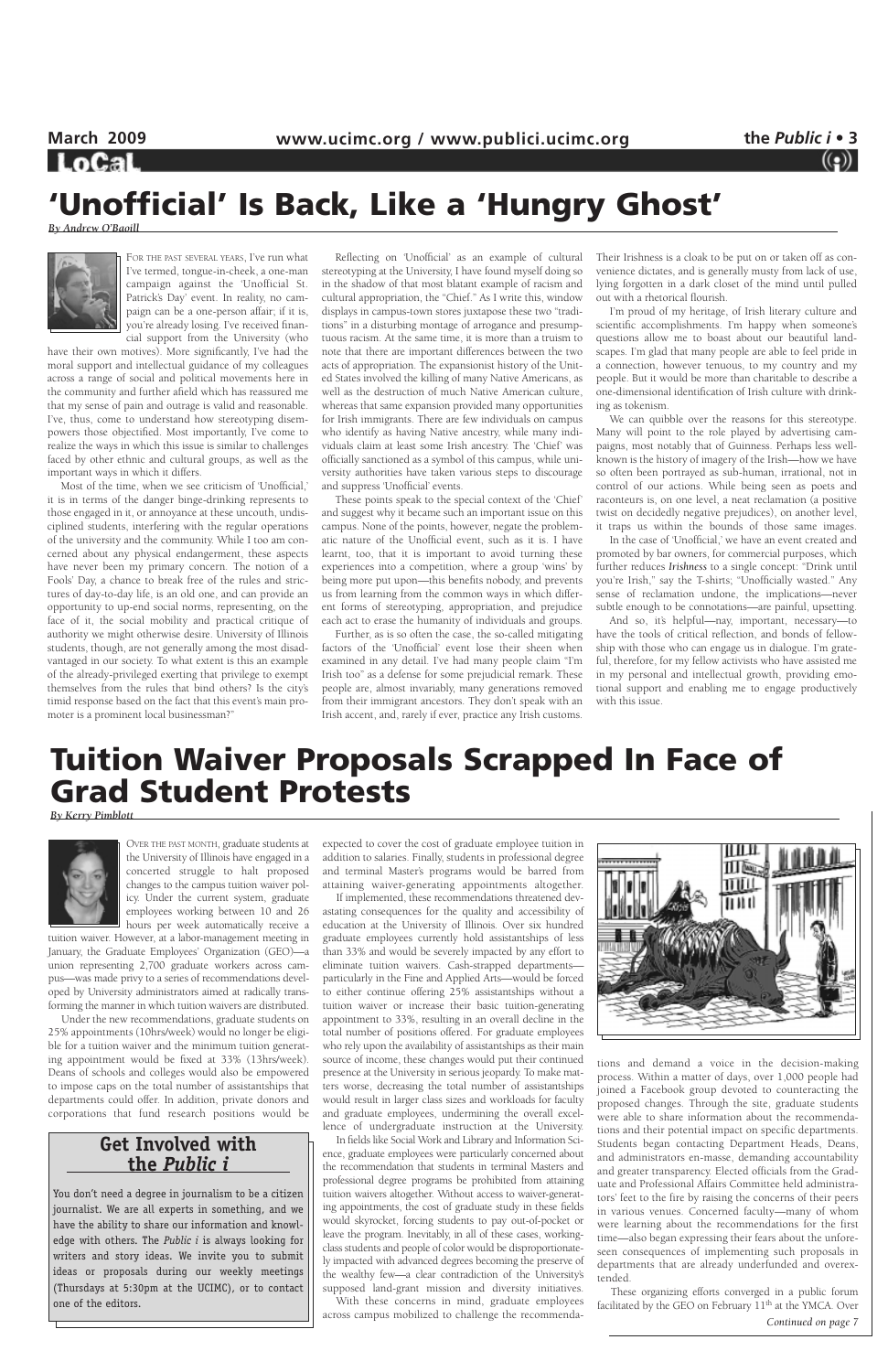# 'Unofficial' Is Back, Like a 'Hungry Ghost'

*By Andrew O'Baoill*

For the past several years, I've run what I've termed, tongue-in-cheek, a one-man campaign against the 'Unofficial St. Patrick's Day' event. In reality, no campaign can be a one-person affair; if it is, you're already losing. I've received financial support from the University (who have their own motives). More significantly, I've had the moral support and intellectual guidance of my colleagues across a range of social and political movements here in the community and further afield which has reassured me that my sense of pain and outrage is valid and reasonable. I've, thus, come to understand how stereotyping disempowers those objectified. Most importantly, I've come to realize the ways in which this issue is similar to challenges faced by other ethnic and cultural groups, as well as the important ways in which it differs.

Most of the time, when we see criticism of 'Unofficial,' it is in terms of the danger binge-drinking represents to those engaged in it, or annoyance at these uncouth, undisciplined students, interfering with the regular operations of the university and the community. While I too am concerned about any physical endangerment, these aspects have never been my primary concern. The notion of a Fools' Day, a chance to break free of the rules and strictures of day-to-day life, is an old one, and can provide an opportunity to up-end social norms, representing, on the face of it, the social mobility and practical critique of authority we might otherwise desire. University of Illinois students, though, are not generally among the most disadvantaged in our society. To what extent is this an example of the already-privileged exerting that privilege to exempt themselves from the rules that bind others? Is the city's timid response based on the fact that this event's main promoter is a prominent local businessman?"

Reflecting on 'Unofficial' as an example of cultural stereotyping at the University, I have found myself doing so in the shadow of that most blatant example of racism and cultural appropriation, the "Chief." As I write this, window displays in campus-town stores juxtapose these two "traditions" in a disturbing montage of arrogance and presumptuous racism. At the same time, it is more than a truism to note that there are important differences between the two acts of appropriation. The expansionist history of the United States involved the killing of many Native Americans, as well as the destruction of much Native American culture, whereas that same expansion provided many opportunities for Irish immigrants. There are few individuals on campus who identify as having Native ancestry, while many individuals claim at least some Irish ancestry. The 'Chief' was officially sanctioned as a symbol of this campus, while university authorities have taken various steps to discourage and suppress 'Unofficial' events.

These points speak to the special context of the 'Chief' and suggest why it became such an important issue on this campus. None of the points, however, negate the problematic nature of the Unofficial event, such as it is. I have learnt, too, that it is important to avoid turning these experiences into a competition, where a group 'wins' by being more put upon—this benefits nobody, and prevents us from learning from the common ways in which different forms of stereotyping, appropriation, and prejudice each act to erase the humanity of individuals and groups.

Further, as is so often the case, the so-called mitigating factors of the 'Unofficial' event lose their sheen when examined in any detail. I've had many people claim "I'm Irish too" as a defense for some prejudicial remark. These people are, almost invariably, many generations removed from their immigrant ancestors. They don't speak with an Irish accent, and, rarely if ever, practice any Irish customs. Their Irishness is a cloak to be put on or taken off as convenience dictates, and is generally musty from lack of use, lying forgotten in a dark closet of the mind until pulled out with a rhetorical flourish.

I'm proud of my heritage, of Irish literary culture and scientific accomplishments. I'm happy when someone's questions allow me to boast about our beautiful landscapes. I'm glad that many people are able to feel pride in a connection, however tenuous, to my country and my people. But it would be more than charitable to describe a one-dimensional identification of Irish culture with drinking as tokenism.

We can quibble over the reasons for this stereotype. Many will point to the role played by advertising campaigns, most notably that of Guinness. Perhaps less well-known is the history of imagery of the Irish—how we have so often been portrayed as sub-human, irrational, not in control of our actions. While being seen as poets and raconteurs is, on one level, a neat reclamation (a positive twist on decidedly negative prejudices), on another level, it traps us within the bounds of those same images.

In the case of 'Unofficial,' we have an event created and promoted by bar owners, for commercial purposes, which further reduces ***Irishness*** to a single concept: "Drink until you're Irish," say the T-shirts; "Unofficially wasted." Any sense of reclamation undone, the implications—never subtle enough to be connotations—are painful, upsetting.

And so, it's helpful—nay, important, necessary—to have the tools of critical reflection, and bonds of fellowship with those who can engage us in dialogue. I'm grateful, therefore, for my fellow activists who have assisted me in my personal and intellectual growth, providing emotional support and enabling me to engage productively with this issue.

# Tuition Waiver Proposals Scrapped In Face of Grad Student Protests

*By Kerry Pimblott*

Over the past month, graduate students at the University of Illinois have engaged in a concerted struggle to halt proposed changes to the campus tuition waiver policy. Under the current system, graduate employees working between 10 and 26 hours per week automatically receive a tuition waiver. However, at a labor-management meeting in January, the Graduate Employees' Organization (GEO)—a union representing 2,700 graduate workers across campus—was made privy to a series of recommendations developed by University administrators aimed at radically transforming the manner in which tuition waivers are distributed.

Under the new recommendations, graduate students on 25% appointments (10hrs/week) would no longer be eligible for a tuition waiver and the minimum tuition generating appointment would be fixed at 33% (13hrs/week). Deans of schools and colleges would also be empowered to impose caps on the total number of assistantships that departments could offer. In addition, private donors and corporations that fund research positions would be expected to cover the cost of graduate employee tuition in addition to salaries. Finally, students in professional degree and terminal Master's programs would be barred from attaining waiver-generating appointments altogether.

If implemented, these recommendations threatened devastating consequences for the quality and accessibility of education at the University of Illinois. Over six hundred graduate employees currently hold assistantships of less than 33% and would be severely impacted by any effort to eliminate tuition waivers. Cash-strapped departments—particularly in the Fine and Applied Arts—would be forced to either continue offering 25% assistantships without a tuition waiver or increase their basic tuition-generating appointment to 33%, resulting in an overall decline in the total number of positions offered. For graduate employees who rely upon the availability of assistantships as their main source of income, these changes would put their continued presence at the University in serious jeopardy. To make matters worse, decreasing the total number of assistantships would result in larger class sizes and workloads for faculty and graduate employees, undermining the overall excellence of undergraduate instruction at the University.

In fields like Social Work and Library and Information Science, graduate employees were particularly concerned about the recommendation that students in terminal Masters and professional degree programs be prohibited from attaining tuition waivers altogether. Without access to waiver-generating appointments, the cost of graduate study in these fields would skyrocket, forcing students to pay out-of-pocket or leave the program. Inevitably, in all of these cases, working-class students and people of color would be disproportionately impacted with advanced degrees becoming the preserve of the wealthy few—a clear contradiction of the University's supposed land-grant mission and diversity initiatives.

With these concerns in mind, graduate employees across campus mobilized to challenge the recommendations and demand a voice in the decision-making process. Within a matter of days, over 1,000 people had joined a Facebook group devoted to counteracting the proposed changes. Through the site, graduate students were able to share information about the recommendations and their potential impact on specific departments. Students began contacting Department Heads, Deans, and administrators en-masse, demanding accountability and greater transparency. Elected officials from the Graduate and Professional Affairs Committee held administrators' feet to the fire by raising the concerns of their peers in various venues. Concerned faculty—many of whom were learning about the recommendations for the first time—also began expressing their fears about the unforeseen consequences of implementing such proposals in departments that are already underfunded and overextended.

These organizing efforts converged in a public forum facilitated by the GEO on February 11th at the YMCA. Over

*Continued on page 7*

## Get Involved with the *Public i*

You don't need a degree in journalism to be a citizen journalist. We are all experts in something, and we have the ability to share our information and knowledge with others. The *Public i* is always looking for writers and story ideas. We invite you to submit ideas or proposals during our weekly meetings (Thursdays at 5:30pm at the UCIMC), or to contact one of the editors.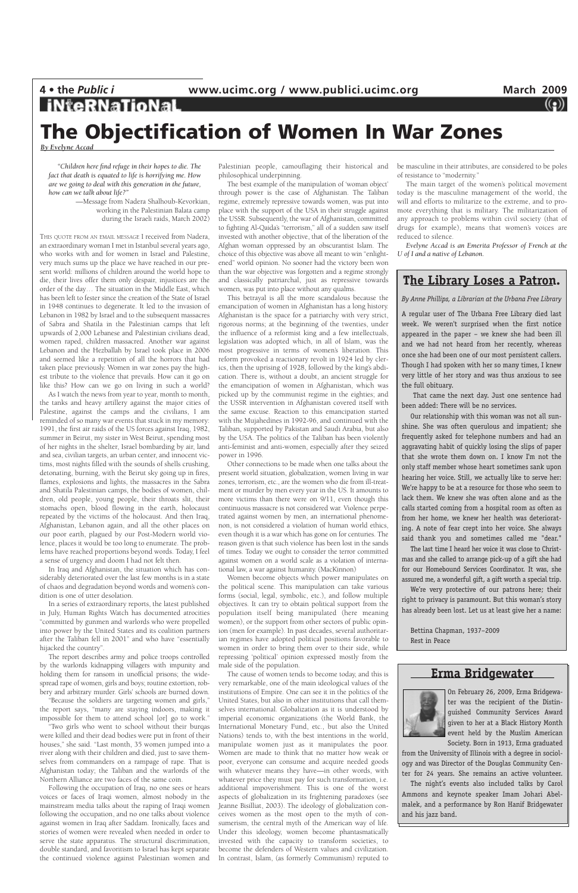## iNteRNaTioNaL

# The Objectification of Women In War Zones

*By Evelyne Accad*

> *"Children here find refuge in their hopes to die. The fact that death is equated to life is horrifying me. How are we going to deal with this generation in the future, how can we talk about life?"*
>
> —Message from Nadera Shalhoub-Kevorkian, working in the Palestinian Balata camp during the Israeli raids, March 2002)

THIS QUOTE FROM AN EMAIL MESSAGE I received from Nadera, an extraordinary woman I met in Istanbul several years ago, who works with and for women in Israel and Palestine, very much sums up the place we have reached in our present world: millions of children around the world hope to die, their lives offer them only despair, injustices are the order of the day… The situation in the Middle East, which has been left to fester since the creation of the State of Israel in 1948 continues to degenerate. It led to the invasion of Lebanon in 1982 by Israel and to the subsequent massacres of Sabra and Shatila in the Palestinian camps that left upwards of 2,000 Lebanese and Palestinian civilians dead, women raped, children massacred. Another war against Lebanon and the Hezbollah by Israel took place in 2006 and seemed like a repetition of all the horrors that had taken place previously. Women in war zones pay the highest tribute to the violence that prevails. How can it go on like this? How can we go on living in such a world?

As I watch the news from year to year, month to month, the tanks and heavy artillery against the major cities of Palestine, against the camps and the civilians, I am reminded of so many war events that stuck in my memory: 1991, the first air raids of the US forces against Iraq, 1982, summer in Beirut, my sister in West Beirut, spending most of her nights in the shelter, Israel bombarding by air, land and sea, civilian targets, an urban center, and innocent victims, most nights filled with the sounds of shells crushing, detonating, burning, with the Beirut sky going up in fires, flames, explosions and lights, the massacres in the Sabra and Shatila Palestinian camps, the bodies of women, children, old people, young people, their throats slit, their stomachs open, blood flowing in the earth, holocaust repeated by the victims of the holocaust. And then Iraq, Afghanistan, Lebanon again, and all the other places on our poor earth, plagued by our Post-Modern world violence, places it would be too long to enumerate. The problems have reached proportions beyond words. Today, I feel a sense of urgency and doom I had not felt then.

In Iraq and Afghanistan, the situation which has considerably deteriorated over the last few months is in a state of chaos and degradation beyond words and women's condition is one of utter desolation.

In a series of extraordinary reports, the latest published in July, Human Rights Watch has documented atrocities "committed by gunmen and warlords who were propelled into power by the United States and its coalition partners after the Taliban fell in 2001" and who have "essentially hijacked the country".

The report describes army and police troops controlled by the warlords kidnapping villagers with impunity and holding them for ransom in unofficial prisons; the widespread rape of women, girls and boys; routine extortion, robbery and arbitrary murder. Girls' schools are burned down.

"Because the soldiers are targeting women and girls," the report says, "many are staying indoors, making it impossible for them to attend school [or] go to work."

"Two girls who went to school without their burqas were killed and their dead bodies were put in front of their houses," she said. "Last month, 35 women jumped into a river along with their children and died, just to save themselves from commanders on a rampage of rape. That is Afghanistan today; the Taliban and the warlords of the Northern Alliance are two faces of the same coin.

Following the occupation of Iraq, no one sees or hears voices or faces of Iraqi women, almost nobody in the mainstream media talks about the raping of Iraqi women following the occupation, and no one talks about violence against women in Iraq after Saddam. Ironically, faces and stories of women were revealed when needed in order to serve the state apparatus. The structural discrimination, double standard, and favoritism to Israel has kept separate the continued violence against Palestinian women and Palestinian people, camouflaging their historical and philosophical underpinning.

The best example of the manipulation of 'woman object' through power is the case of Afghanistan. The Taliban regime, extremely repressive towards women, was put into place with the support of the USA in their struggle against the USSR. Subsequently, the war of Afghanistan, committed to fighting Al-Qaida's "terrorism," all of a sudden saw itself invested with another objective, that of the liberation of the Afghan woman oppressed by an obscurantist Islam. The choice of this objective was above all meant to win "enlightened" world opinion. No sooner had the victory been won than the war objective was forgotten and a regime strongly and classically patriarchal, just as repressive towards women, was put into place without any qualms.

This betrayal is all the more scandalous because the emancipation of women in Afghanistan has a long history. Afghanistan is the space for a patriarchy with very strict, rigorous norms; at the beginning of the twenties, under the influence of a reformist king and a few intellectuals, legislation was adopted which, in all of Islam, was the most progressive in terms of women's liberation. This reform provoked a reactionary revolt in 1924 led by clerics, then the uprising of 1928, followed by the king's abdication. There is, without a doubt, an ancient struggle for the emancipation of women in Afghanistan, which was picked up by the communist regime in the eighties; and the USSR intervention in Afghanistan covered itself with the same excuse. Reaction to this emancipation started with the Mujahedines in 1992-96, and continued with the Taliban, supported by Pakistan and Saudi Arabia, but also by the USA. The politics of the Taliban has been violently anti-feminist and anti-women, especially after they seized power in 1996.

Other connections to be made when one talks about the present world situation, globalization, women living in war zones, terrorism, etc., are the women who die from ill-treatment or murder by men every year in the US. It amounts to more victims than there were on 9/11, even though this continuous massacre is not considered war. Violence perpetrated against women by men, an international phenomenon, is not considered a violation of human world ethics, even though it is a war which has gone on for centuries. The reason given is that such violence has been lost in the sands of times. Today we ought to consider the terror committed against women on a world scale as a violation of international law, a war against humanity. (MacKinnon)

Women become objects which power manipulates on the political scene. This manipulation can take various forms (social, legal, symbolic, etc.), and follow multiple objectives. It can try to obtain political support from the population itself being manipulated (here meaning women), or the support from other sectors of public opinion (men for example). In past decades, several authoritarian regimes have adopted political positions favorable to women in order to bring them over to their side, while repressing 'political' opinion expressed mostly from the male side of the population.

The cause of women tends to become today, and this is very remarkable, one of the main ideological values of the institutions of Empire. One can see it in the politics of the United States, but also in other institutions that call themselves international. Globalization as it is understood by imperial economic organizations (the World Bank, the International Monetary Fund, etc., but also the United Nations) tends to, with the best intentions in the world, manipulate women just as it manipulates the poor. Women are made to think that no matter how weak or poor, everyone can consume and acquire needed goods with whatever means they have—in other words, with whatever price they must pay for such transformation, i.e. additional impoverishment. This is one of the worst aspects of globalization in its frightening paradoxes (see Jeanne Bisilliat, 2003). The ideology of globalization conceives women as the most open to the myth of consumerism, the central myth of the American way of life. Under this ideology, women become phantasmatically invested with the capacity to transform societies, to become the defenders of Western values and civilization. In contrast, Islam, (as formerly Communism) reputed to be masculine in their attributes, are considered to be poles of resistance to "modernity."

The main target of the women's political movement today is the masculine management of the world, the will and efforts to militarize to the extreme, and to promote everything that is military. The militarization of any approach to problems within civil society (that of drugs for example), means that women's voices are reduced to silence.

*Evelyne Accad is an Emerita Professor of French at the U of I and a native of Lebanon.*

## The Library Loses a Patron.

*By Anne Phillips, a Librarian at the Urbana Free Library*

A regular user of The Urbana Free Library died last week. We weren't surprised when the first notice appeared in the paper – we knew she had been ill and we had not heard from her recently, whereas once she had been one of our most persistent callers. Though I had spoken with her so many times, I knew very little of her story and was thus anxious to see the full obituary.

That came the next day. Just one sentence had been added: There will be no services.

Our relationship with this woman was not all sunshine. She was often querulous and impatient; she frequently asked for telephone numbers and had an aggravating habit of quickly losing the slips of paper that she wrote them down on. I know I'm not the only staff member whose heart sometimes sank upon hearing her voice. Still, we actually like to serve her: We're happy to be at a resource for those who seem to lack them. We knew she was often alone and as the calls started coming from a hospital room as often as from her home, we knew her health was deteriorating. A note of fear crept into her voice. She always said thank you and sometimes called me "dear."

The last time I heard her voice it was close to Christmas and she called to arrange pick-up of a gift she had for our Homebound Services Coordinator. It was, she assured me, a wonderful gift, a gift worth a special trip.

We're very protective of our patrons here; their right to privacy is paramount. But this woman's story has already been lost. Let us at least give her a name:

Bettina Chapman, 1937–2009
Rest in Peace

## Erma Bridgewater

On February 26, 2009, Erma Bridgewater was the recipient of the Distinguished Community Services Award given to her at a Black History Month event held by the Muslim American Society. Born in 1913, Erma graduated from the University of Illinois with a degree in sociology and was Director of the Douglas Community Center for 24 years. She remains an active volunteer.

The night's events also included talks by Carol Ammons and keynote speaker Imam Johari Abelmalek, and a performance by Ron Hanif Bridgewater and his jazz band.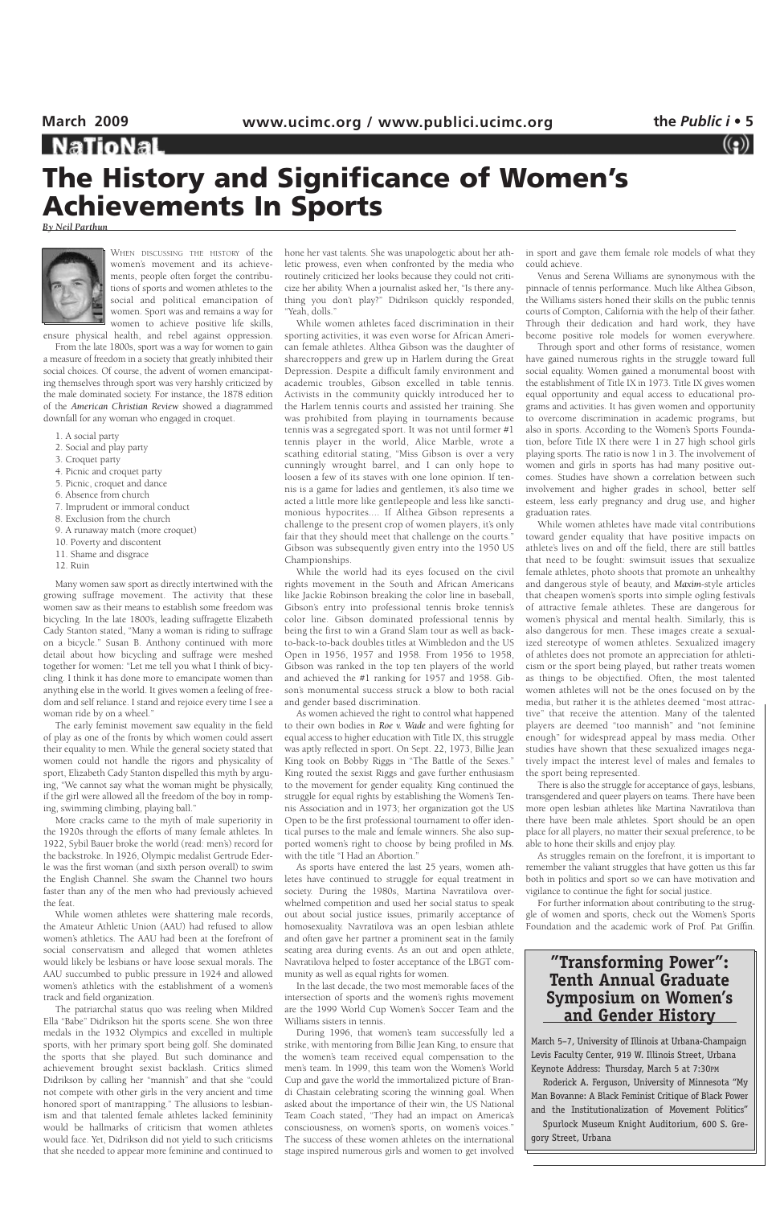## NaTioNaL

# The History and Significance of Women's Achievements In Sports

*By Neil Parthun*

When discussing the history of the women's movement and its achievements, people often forget the contributions of sports and women athletes to the social and political emancipation of women. Sport was and remains a way for women to achieve positive life skills, ensure physical health, and rebel against oppression.

From the late 1800s, sport was a way for women to gain a measure of freedom in a society that greatly inhibited their social choices. Of course, the advent of women emancipating themselves through sport was very harshly criticized by the male dominated society. For instance, the 1878 edition of the *American Christian Review* showed a diagrammed downfall for any woman who engaged in croquet.

1. A social party
2. Social and play party
3. Croquet party
4. Picnic and croquet party
5. Picnic, croquet and dance
6. Absence from church
7. Imprudent or immoral conduct
8. Exclusion from the church
9. A runaway match (more croquet)
10. Poverty and discontent
11. Shame and disgrace
12. Ruin

Many women saw sport as directly intertwined with the growing suffrage movement. The activity that these women saw as their means to establish some freedom was bicycling. In the late 1800's, leading suffragette Elizabeth Cady Stanton stated, "Many a woman is riding to suffrage on a bicycle." Susan B. Anthony continued with more detail about how bicycling and suffrage were meshed together for women: "Let me tell you what I think of bicycling. I think it has done more to emancipate women than anything else in the world. It gives women a feeling of freedom and self reliance. I stand and rejoice every time I see a woman ride by on a wheel."

The early feminist movement saw equality in the field of play as one of the fronts by which women could assert their equality to men. While the general society stated that women could not handle the rigors and physicality of sport, Elizabeth Cady Stanton dispelled this myth by arguing, "We cannot say what the woman might be physically, if the girl were allowed all the freedom of the boy in romping, swimming climbing, playing ball."

More cracks came to the myth of male superiority in the 1920s through the efforts of many female athletes. In 1922, Sybil Bauer broke the world (read: men's) record for the backstroke. In 1926, Olympic medalist Gertrude Ederle was the first woman (and sixth person overall) to swim the English Channel. She swam the Channel two hours faster than any of the men who had previously achieved the feat.

While women athletes were shattering male records, the Amateur Athletic Union (AAU) had refused to allow women's athletics. The AAU had been at the forefront of social conservatism and alleged that women athletes would likely be lesbians or have loose sexual morals. The AAU succumbed to public pressure in 1924 and allowed women's athletics with the establishment of a women's track and field organization.

The patriarchal status quo was reeling when Mildred Ella "Babe" Didrikson hit the sports scene. She won three medals in the 1932 Olympics and excelled in multiple sports, with her primary sport being golf. She dominated the sports that she played. But such dominance and achievement brought sexist backlash. Critics slimed Didrikson by calling her "mannish" and that she "could not compete with other girls in the very ancient and time honored sport of mantrapping." The allusions to lesbianism and that talented female athletes lacked femininity would be hallmarks of criticism that women athletes would face. Yet, Didrikson did not yield to such criticisms that she needed to appear more feminine and continued to hone her vast talents. She was unapologetic about her athletic prowess, even when confronted by the media who routinely criticized her looks because they could not criticize her ability. When a journalist asked her, "Is there anything you don't play?" Didrikson quickly responded, "Yeah, dolls."

While women athletes faced discrimination in their sporting activities, it was even worse for African American female athletes. Althea Gibson was the daughter of sharecroppers and grew up in Harlem during the Great Depression. Despite a difficult family environment and academic troubles, Gibson excelled in table tennis. Activists in the community quickly introduced her to the Harlem tennis courts and assisted her training. She was prohibited from playing in tournaments because tennis was a segregated sport. It was not until former #1 tennis player in the world, Alice Marble, wrote a scathing editorial stating, "Miss Gibson is over a very cunningly wrought barrel, and I can only hope to loosen a few of its staves with one lone opinion. If tennis is a game for ladies and gentlemen, it's also time we acted a little more like gentlepeople and less like sanctimonious hypocrites.... If Althea Gibson represents a challenge to the present crop of women players, it's only fair that they should meet that challenge on the courts." Gibson was subsequently given entry into the 1950 US Championships.

While the world had its eyes focused on the civil rights movement in the South and African Americans like Jackie Robinson breaking the color line in baseball, Gibson's entry into professional tennis broke tennis's color line. Gibson dominated professional tennis by being the first to win a Grand Slam tour as well as back-to-back-to-back doubles titles at Wimbledon and the US Open in 1956, 1957 and 1958. From 1956 to 1958, Gibson was ranked in the top ten players of the world and achieved the #1 ranking for 1957 and 1958. Gibson's monumental success struck a blow to both racial and gender based discrimination.

As women achieved the right to control what happened to their own bodies in *Roe v. Wade* and were fighting for equal access to higher education with Title IX, this struggle was aptly reflected in sport. On Sept. 22, 1973, Billie Jean King took on Bobby Riggs in "The Battle of the Sexes." King routed the sexist Riggs and gave further enthusiasm to the movement for gender equality. King continued the struggle for equal rights by establishing the Women's Tennis Association and in 1973; her organization got the US Open to be the first professional tournament to offer identical purses to the male and female winners. She also supported women's right to choose by being profiled in *Ms.* with the title "I Had an Abortion."

As sports have entered the last 25 years, women athletes have continued to struggle for equal treatment in society. During the 1980s, Martina Navratilova overwhelmed competition and used her social status to speak out about social justice issues, primarily acceptance of homosexuality. Navratilova was an open lesbian athlete and often gave her partner a prominent seat in the family seating area during events. As an out and open athlete, Navratilova helped to foster acceptance of the LBGT community as well as equal rights for women.

In the last decade, the two most memorable faces of the intersection of sports and the women's rights movement are the 1999 World Cup Women's Soccer Team and the Williams sisters in tennis.

During 1996, that women's team successfully led a strike, with mentoring from Billie Jean King, to ensure that the women's team received equal compensation to the men's team. In 1999, this team won the Women's World Cup and gave the world the immortalized picture of Brandi Chastain celebrating scoring the winning goal. When asked about the importance of their win, the US National Team Coach stated, "They had an impact on America's consciousness, on women's sports, on women's voices." The success of these women athletes on the international stage inspired numerous girls and women to get involved in sport and gave them female role models of what they could achieve.

Venus and Serena Williams are synonymous with the pinnacle of tennis performance. Much like Althea Gibson, the Williams sisters honed their skills on the public tennis courts of Compton, California with the help of their father. Through their dedication and hard work, they have become positive role models for women everywhere.

Through sport and other forms of resistance, women have gained numerous rights in the struggle toward full social equality. Women gained a monumental boost with the establishment of Title IX in 1973. Title IX gives women equal opportunity and equal access to educational programs and activities. It has given women and opportunity to overcome discrimination in academic programs, but also in sports. According to the Women's Sports Foundation, before Title IX there were 1 in 27 high school girls playing sports. The ratio is now 1 in 3. The involvement of women and girls in sports has had many positive outcomes. Studies have shown a correlation between such involvement and higher grades in school, better self esteem, less early pregnancy and drug use, and higher graduation rates.

While women athletes have made vital contributions toward gender equality that have positive impacts on athlete's lives on and off the field, there are still battles that need to be fought: swimsuit issues that sexualize female athletes, photo shoots that promote an unhealthy and dangerous style of beauty, and *Maxim*-style articles that cheapen women's sports into simple ogling festivals of attractive female athletes. These are dangerous for women's physical and mental health. Similarly, this is also dangerous for men. These images create a sexualized stereotype of women athletes. Sexualized imagery of athletes does not promote an appreciation for athleticism or the sport being played, but rather treats women as things to be objectified. Often, the most talented women athletes will not be the ones focused on by the media, but rather it is the athletes deemed "most attractive" that receive the attention. Many of the talented players are deemed "too mannish" and "not feminine enough" for widespread appeal by mass media. Other studies have shown that these sexualized images negatively impact the interest level of males and females to the sport being represented.

There is also the struggle for acceptance of gays, lesbians, transgendered and queer players on teams. There have been more open lesbian athletes like Martina Navratilova than there have been male athletes. Sport should be an open place for all players, no matter their sexual preference, to be able to hone their skills and enjoy play.

As struggles remain on the forefront, it is important to remember the valiant struggles that have gotten us this far both in politics and sport so we can have motivation and vigilance to continue the fight for social justice.

For further information about contributing to the struggle of women and sports, check out the Women's Sports Foundation and the academic work of Prof. Pat Griffin.

---

## "Transforming Power": Tenth Annual Graduate Symposium on Women's and Gender History

March 5–7, University of Illinois at Urbana-Champaign Levis Faculty Center, 919 W. Illinois Street, Urbana

Keynote Address: Thursday, March 5 at 7:30PM

Roderick A. Ferguson, University of Minnesota "My Man Bovanne: A Black Feminist Critique of Black Power and the Institutionalization of Movement Politics"

Spurlock Museum Knight Auditorium, 600 S. Gregory Street, Urbana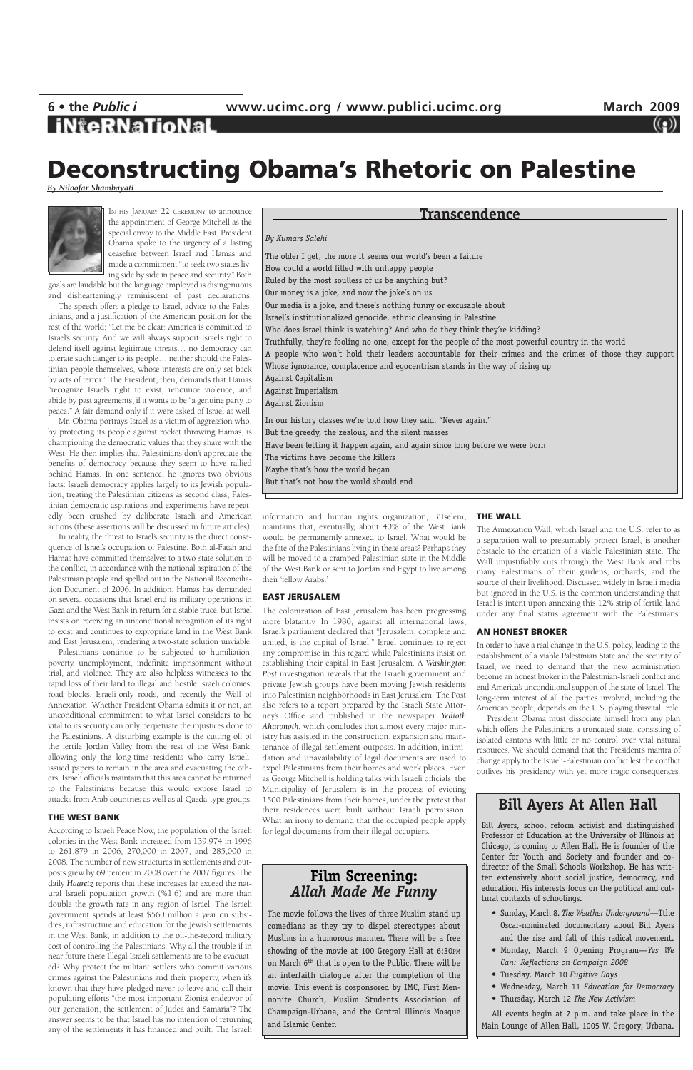# Deconstructing Obama's Rhetoric on Palestine

*By Niloofar Shambayati*

In his January 22 ceremony to announce the appointment of George Mitchell as the special envoy to the Middle East, President Obama spoke to the urgency of a lasting ceasefire between Israel and Hamas and made a commitment "to seek two states living side by side in peace and security." Both goals are laudable but the language employed is disingenuous and dishearteningly reminiscent of past declarations.

The speech offers a pledge to Israel, advice to the Palestinians, and a justification of the American position for the rest of the world: "Let me be clear: America is committed to Israel's security. And we will always support Israel's right to defend itself against legitimate threats… no democracy can tolerate such danger to its people… neither should the Palestinian people themselves, whose interests are only set back by acts of terror." The President, then, demands that Hamas "recognize Israel's right to exist, renounce violence, and abide by past agreements, if it wants to be "a genuine party to peace." A fair demand only if it were asked of Israel as well.

Mr. Obama portrays Israel as a victim of aggression who, by protecting its people against rocket throwing Hamas, is championing the democratic values that they share with the West. He then implies that Palestinians don't appreciate the benefits of democracy because they seem to have rallied behind Hamas. In one sentence, he ignores two obvious facts: Israeli democracy applies largely to its Jewish population, treating the Palestinian citizens as second class; Palestinian democratic aspirations and experiments have repeatedly been crushed by deliberate Israeli and American actions (these assertions will be discussed in future articles).

In reality, the threat to Israel's security is the direct consequence of Israel's occupation of Palestine. Both al-Fatah and Hamas have committed themselves to a two-state solution to the conflict, in accordance with the national aspiration of the Palestinian people and spelled out in the National Reconciliation Document of 2006. In addition, Hamas has demanded on several occasions that Israel end its military operations in Gaza and the West Bank in return for a stable truce, but Israel insists on receiving an unconditional recognition of its right to exist and continues to expropriate land in the West Bank and East Jerusalem, rendering a two-state solution unviable.

Palestinians continue to be subjected to humiliation, poverty, unemployment, indefinite imprisonment without trial, and violence. They are also helpless witnesses to the rapid loss of their land to illegal and hostile Israeli colonies, road blocks, Israeli-only roads, and recently the Wall of Annexation. Whether President Obama admits it or not, an unconditional commitment to what Israel considers to be vital to its security can only perpetuate the injustices done to the Palestinians. A disturbing example is the cutting off of the fertile Jordan Valley from the rest of the West Bank, allowing only the long-time residents who carry Israeli-issued papers to remain in the area and evacuating the others. Israeli officials maintain that this area cannot be returned to the Palestinians because this would expose Israel to attacks from Arab countries as well as al-Qaeda-type groups.

### THE WEST BANK

According to Israeli Peace Now, the population of the Israeli colonies in the West Bank increased from 139,974 in 1996 to 261,879 in 2006, 270,000 in 2007, and 285,000 in 2008. The number of new structures in settlements and outposts grew by 69 percent in 2008 over the 2007 figures. The daily *Haaretz* reports that these increases far exceed the natural Israeli population growth (%1.6) and are more than double the growth rate in any region of Israel. The Israeli government spends at least $560 million a year on subsidies, infrastructure and education for the Jewish settlements in the West Bank, in addition to the off-the-record military cost of controlling the Palestinians. Why all the trouble if in near future these Illegal Israeli settlements are to be evacuated? Why protect the militant settlers who commit various crimes against the Palestinians and their property, when it's known that they have pledged never to leave and call their populating efforts "the most important Zionist endeavor of our generation, the settlement of Judea and Samaria"? The answer seems to be that Israel has no intention of returning any of the settlements it has financed and built. The Israeli information and human rights organization, B'Tselem, maintains that, eventually, about 40% of the West Bank would be permanently annexed to Israel. What would be the fate of the Palestinians living in these areas? Perhaps they will be moved to a cramped Palestinian state in the Middle of the West Bank or sent to Jordan and Egypt to live among their 'fellow Arabs.'

### EAST JERUSALEM

The colonization of East Jerusalem has been progressing more blatantly. In 1980, against all international laws, Israel's parliament declared that "Jerusalem, complete and united, is the capital of Israel." Israel continues to reject any compromise in this regard while Palestinians insist on establishing their capital in East Jerusalem. A *Washington Post* investigation reveals that the Israeli government and private Jewish groups have been moving Jewish residents into Palestinian neighborhoods in East Jerusalem. The Post also refers to a report prepared by the Israeli State Attorney's Office and published in the newspaper *Yedioth Aharonoth*, which concludes that almost every major ministry has assisted in the construction, expansion and maintenance of illegal settlement outposts. In addition, intimidation and unavailability of legal documents are used to expel Palestinians from their homes and work places. Even as George Mitchell is holding talks with Israeli officials, the Municipality of Jerusalem is in the process of evicting 1500 Palestinians from their homes, under the pretext that their residences were built without Israeli permission. What an irony to demand that the occupied people apply for legal documents from their illegal occupiers.

### THE WALL

The Annexation Wall, which Israel and the U.S. refer to as a separation wall to presumably protect Israel, is another obstacle to the creation of a viable Palestinian state. The Wall unjustifiably cuts through the West Bank and robs many Palestinians of their gardens, orchards, and the source of their livelihood. Discussed widely in Israeli media but ignored in the U.S. is the common understanding that Israel is intent upon annexing this 12% strip of fertile land under any final status agreement with the Palestinians.

### AN HONEST BROKER

In order to have a real change in the U.S. policy, leading to the establishment of a viable Palestinian State and the security of Israel, we need to demand that the new administration become an honest broker in the Palestinian-Israeli conflict and end America's unconditional support of the state of Israel. The long-term interest of all the parties involved, including the American people, depends on the U.S. playing thisvital role.

President Obama must dissociate himself from any plan which offers the Palestinians a truncated state, consisting of isolated cantons with little or no control over vital natural resources. We should demand that the President's mantra of change apply to the Israeli-Palestinian conflict lest the conflict outlives his presidency with yet more tragic consequences.

## Transcendence

*By Kumars Salehi*

The older I get, the more it seems our world's been a failure
How could a world filled with unhappy people
Ruled by the most soulless of us be anything but?
Our money is a joke, and now the joke's on us
Our media is a joke, and there's nothing funny or excusable about
Israel's institutionalized genocide, ethnic cleansing in Palestine
Who does Israel think is watching? And who do they think they're kidding?
Truthfully, they're fooling no one, except for the people of the most powerful country in the world
A people who won't hold their leaders accountable for their crimes and the crimes of those they support
Whose ignorance, complacence and egocentrism stands in the way of rising up
Against Capitalism
Against Imperialism
Against Zionism

In our history classes we're told how they said, "Never again."
But the greedy, the zealous, and the silent masses
Have been letting it happen again, and again since long before we were born
The victims have become the killers
Maybe that's how the world began
But that's not how the world should end

## Film Screening: *Allah Made Me Funny*

The movie follows the lives of three Muslim stand up comedians as they try to dispel stereotypes about Muslims in a humorous manner. There will be a free showing of the movie at 100 Gregory Hall at 6:30PM on March 6th that is open to the Public. There will be an interfaith dialogue after the completion of the movie. This event is cosponsored by IMC, First Mennonite Church, Muslim Students Association of Champaign-Urbana, and the Central Illinois Mosque and Islamic Center.

## Bill Ayers At Allen Hall

Bill Ayers, school reform activist and distinguished Professor of Education at the University of Illinois at Chicago, is coming to Allen Hall. He is founder of the Center for Youth and Society and founder and co-director of the Small Schools Workshop. He has written extensively about social justice, democracy, and education. His interests focus on the political and cultural contexts of schoolings.

- Sunday, March 8. *The Weather Underground*—Tthe Oscar-nominated documentary about Bill Ayers and the rise and fall of this radical movement.
- Monday, March 9 Opening Program—*Yes We Can: Reflections on Campaign 2008*
- Tuesday, March 10 *Fugitive Days*
- Wednesday, March 11 *Education for Democracy*
- Thursday, March 12 *The New Activism*

All events begin at 7 p.m. and take place in the Main Lounge of Allen Hall, 1005 W. Gregory, Urbana.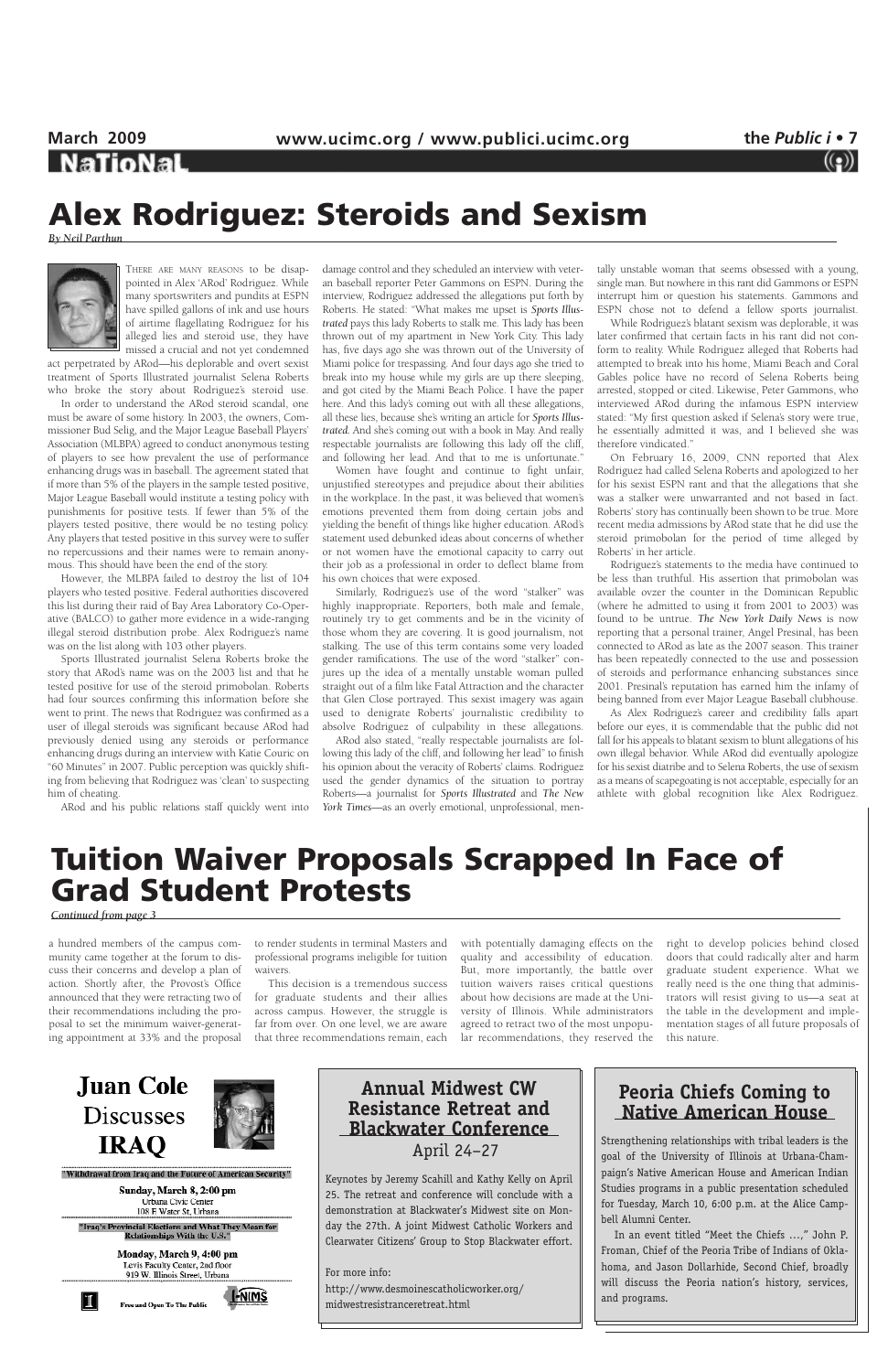# Alex Rodriguez: Steroids and Sexism

*By Neil Parthun*

There are many reasons to be disappointed in Alex 'ARod' Rodriguez. While many sportswriters and pundits at ESPN have spilled gallons of ink and use hours of airtime flagellating Rodriguez for his alleged lies and steroid use, they have missed a crucial and not yet condemned act perpetrated by ARod—his deplorable and overt sexist treatment of Sports Illustrated journalist Selena Roberts who broke the story about Rodriguez's steroid use.

In order to understand the ARod steroid scandal, one must be aware of some history. In 2003, the owners, Commissioner Bud Selig, and the Major League Baseball Players' Association (MLBPA) agreed to conduct anonymous testing of players to see how prevalent the use of performance enhancing drugs was in baseball. The agreement stated that if more than 5% of the players in the sample tested positive, Major League Baseball would institute a testing policy with punishments for positive tests. If fewer than 5% of the players tested positive, there would be no testing policy. Any players that tested positive in this survey were to suffer no repercussions and their names were to remain anonymous. This should have been the end of the story.

However, the MLBPA failed to destroy the list of 104 players who tested positive. Federal authorities discovered this list during their raid of Bay Area Laboratory Co-Operative (BALCO) to gather more evidence in a wide-ranging illegal steroid distribution probe. Alex Rodriguez's name was on the list along with 103 other players.

Sports Illustrated journalist Selena Roberts broke the story that ARod's name was on the 2003 list and that he tested positive for use of the steroid primobolan. Roberts had four sources confirming this information before she went to print. The news that Rodriguez was confirmed as a user of illegal steroids was significant because ARod had previously denied using any steroids or performance enhancing drugs during an interview with Katie Couric on "60 Minutes" in 2007. Public perception was quickly shifting from believing that Rodriguez was 'clean' to suspecting him of cheating.

ARod and his public relations staff quickly went into damage control and they scheduled an interview with veteran baseball reporter Peter Gammons on ESPN. During the interview, Rodriguez addressed the allegations put forth by Roberts. He stated: "What makes me upset is *Sports Illustrated* pays this lady Roberts to stalk me. This lady has been thrown out of my apartment in New York City. This lady has, five days ago she was thrown out of the University of Miami police for trespassing. And four days ago she tried to break into my house while my girls are up there sleeping, and got cited by the Miami Beach Police. I have the paper here. And this lady's coming out with all these allegations, all these lies, because she's writing an article for *Sports Illustrated.* And she's coming out with a book in May. And really respectable journalists are following this lady off the cliff, and following her lead. And that to me is unfortunate."

Women have fought and continue to fight unfair, unjustified stereotypes and prejudice about their abilities in the workplace. In the past, it was believed that women's emotions prevented them from doing certain jobs and yielding the benefit of things like higher education. ARod's statement used debunked ideas about concerns of whether or not women have the emotional capacity to carry out their job as a professional in order to deflect blame from his own choices that were exposed.

Similarly, Rodriguez's use of the word "stalker" was highly inappropriate. Reporters, both male and female, routinely try to get comments and be in the vicinity of those whom they are covering. It is good journalism, not stalking. The use of this term contains some very loaded gender ramifications. The use of the word "stalker" conjures up the idea of a mentally unstable woman pulled straight out of a film like Fatal Attraction and the character that Glen Close portrayed. This sexist imagery was again used to denigrate Roberts' journalistic credibility to absolve Rodriguez of culpability in these allegations.

ARod also stated, "really respectable journalists are following this lady of the cliff, and following her lead" to finish his opinion about the veracity of Roberts' claims. Rodriguez used the gender dynamics of the situation to portray Roberts—a journalist for *Sports Illustrated* and *The New York Times*—as an overly emotional, unprofessional, mentally unstable woman that seems obsessed with a young, single man. But nowhere in this rant did Gammons or ESPN interrupt him or question his statements. Gammons and ESPN chose not to defend a fellow sports journalist.

While Rodriguez's blatant sexism was deplorable, it was later confirmed that certain facts in his rant did not conform to reality. While Rodriguez alleged that Roberts had attempted to break into his home, Miami Beach and Coral Gables police have no record of Selena Roberts being arrested, stopped or cited. Likewise, Peter Gammons, who interviewed ARod during the infamous ESPN interview stated: "My first question asked if Selena's story were true, he essentially admitted it was, and I believed she was therefore vindicated."

On February 16, 2009, CNN reported that Alex Rodriguez had called Selena Roberts and apologized to her for his sexist ESPN rant and that the allegations that she was a stalker were unwarranted and not based in fact. Roberts' story has continually been shown to be true. More recent media admissions by ARod state that he did use the steroid primobolan for the period of time alleged by Roberts' in her article.

Rodriguez's statements to the media have continued to be less than truthful. His assertion that primobolan was available ovzer the counter in the Dominican Republic (where he admitted to using it from 2001 to 2003) was found to be untrue. *The New York Daily News* is now reporting that a personal trainer, Angel Presinal, has been connected to ARod as late as the 2007 season. This trainer has been repeatedly connected to the use and possession of steroids and performance enhancing substances since 2001. Presinal's reputation has earned him the infamy of being banned from ever Major League Baseball clubhouse.

As Alex Rodriguez's career and credibility falls apart before our eyes, it is commendable that the public did not fall for his appeals to blatant sexism to blunt allegations of his own illegal behavior. While ARod did eventually apologize for his sexist diatribe and to Selena Roberts, the use of sexism as a means of scapegoating is not acceptable, especially for an athlete with global recognition like Alex Rodriguez.

# Tuition Waiver Proposals Scrapped In Face of Grad Student Protests

*Continued from page 3*

a hundred members of the campus community came together at the forum to discuss their concerns and develop a plan of action. Shortly after, the Provost's Office announced that they were retracting two of their recommendations including the proposal to set the minimum waiver-generating appointment at 33% and the proposal to render students in terminal Masters and professional programs ineligible for tuition waivers.

This decision is a tremendous success for graduate students and their allies across campus. However, the struggle is far from over. On one level, we are aware that three recommendations remain, each with potentially damaging effects on the quality and accessibility of education. But, more importantly, the battle over tuition waivers raises critical questions about how decisions are made at the University of Illinois. While administrators agreed to retract two of the most unpopular recommendations, they reserved the right to develop policies behind closed doors that could radically alter and harm graduate student experience. What we really need is the one thing that administrators will resist giving to us—a seat at the table in the development and implementation stages of all future proposals of this nature.

## Juan Cole Discusses IRAQ

"Withdrawal from Iraq and the Future of American Security"

Sunday, March 8, 2:00 pm
Urbana Civic Center
108 E Water St, Urbana

"Iraq's Provincial Elections and What They Mean for Relationships With the U.S."

Monday, March 9, 4:00 pm
Levis Faculty Center, 2nd floor
919 W. Illinois Street, Urbana

Free and Open To The Public

## Annual Midwest CW Resistance Retreat and Blackwater Conference

April 24–27

Keynotes by Jeremy Scahill and Kathy Kelly on April 25. The retreat and conference will conclude with a demonstration at Blackwater's Midwest site on Monday the 27th. A joint Midwest Catholic Workers and Clearwater Citizens' Group to Stop Blackwater effort.

For more info:
http://www.desmoinescatholicworker.org/midwestresistanceretreat.html

## Peoria Chiefs Coming to Native American House

Strengthening relationships with tribal leaders is the goal of the University of Illinois at Urbana-Champaign's Native American House and American Indian Studies programs in a public presentation scheduled for Tuesday, March 10, 6:00 p.m. at the Alice Campbell Alumni Center.

In an event titled "Meet the Chiefs …," John P. Froman, Chief of the Peoria Tribe of Indians of Oklahoma, and Jason Dollarhide, Second Chief, broadly will discuss the Peoria nation's history, services, and programs.